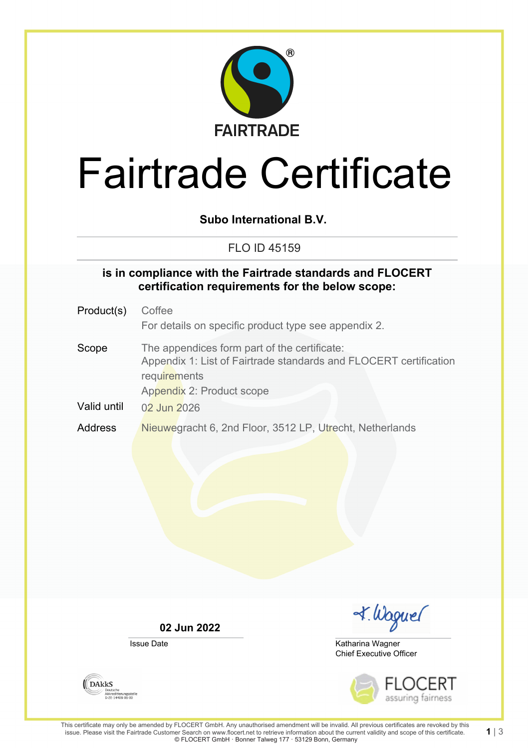FAIRTRADE

# Fairtrade Certificate

**Subo International B.V.**

FLO ID 45159

**is in compliance with the Fairtrade standards and FLOCERT certification requirements for the below scope:**

| | |
|---|---|
| Product(s) | Coffee<br>For details on specific product type see appendix 2. |
| Scope | The appendices form part of the certificate:<br>Appendix 1: List of Fairtrade standards and FLOCERT certification requirements<br>Appendix 2: Product scope |
| Valid until | 02 Jun 2026 |
| Address | Nieuwegracht 6, 2nd Floor, 3512 LP, Utrecht, Netherlands |

**02 Jun 2022**
Issue Date

Katharina Wagner
Chief Executive Officer

DAkkS Deutsche Akkreditierungsstelle D-ZE-14408-01-00

FLOCERT assuring fairness

This certificate may only be amended by FLOCERT GmbH. Any unauthorised amendment will be invalid. All previous certificates are revoked by this issue. Please visit the Fairtrade Customer Search on www.flocert.net to retrieve information about the current validity and scope of this certificate.
© FLOCERT GmbH · Bonner Talweg 177 · 53129 Bonn, Germany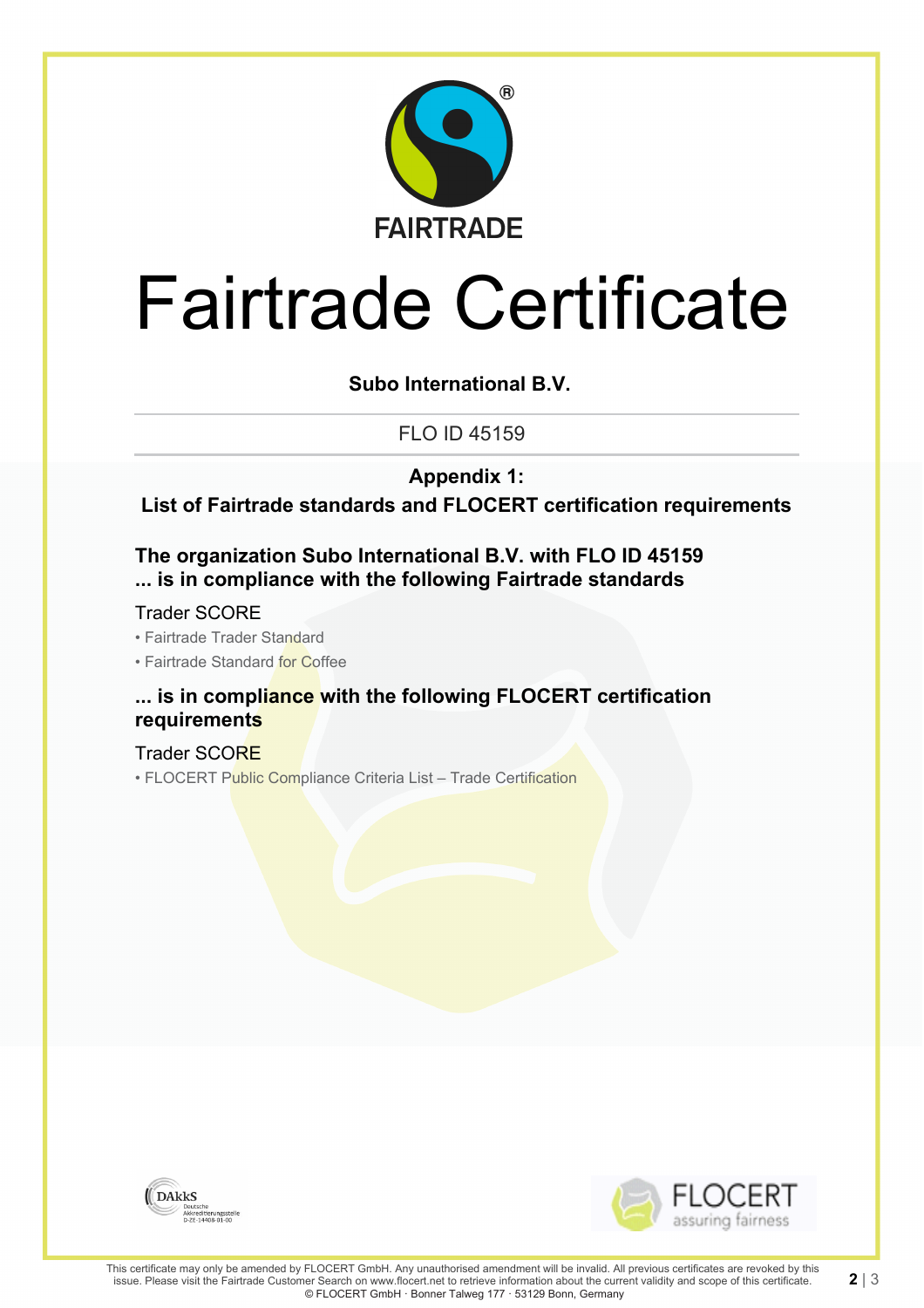FAIRTRADE

# Fairtrade Certificate

**Subo International B.V.**

FLO ID 45159

**Appendix 1:**
**List of Fairtrade standards and FLOCERT certification requirements**

### The organization Subo International B.V. with FLO ID 45159
### ... is in compliance with the following Fairtrade standards

Trader SCORE

- Fairtrade Trader Standard
- Fairtrade Standard for Coffee

### ... is in compliance with the following FLOCERT certification requirements

Trader SCORE

- FLOCERT Public Compliance Criteria List – Trade Certification

DAkkS Deutsche Akkreditierungsstelle D-ZE-14408-01-00

FLOCERT assuring fairness

This certificate may only be amended by FLOCERT GmbH. Any unauthorised amendment will be invalid. All previous certificates are revoked by this issue. Please visit the Fairtrade Customer Search on www.flocert.net to retrieve information about the current validity and scope of this certificate.
© FLOCERT GmbH · Bonner Talweg 177 · 53129 Bonn, Germany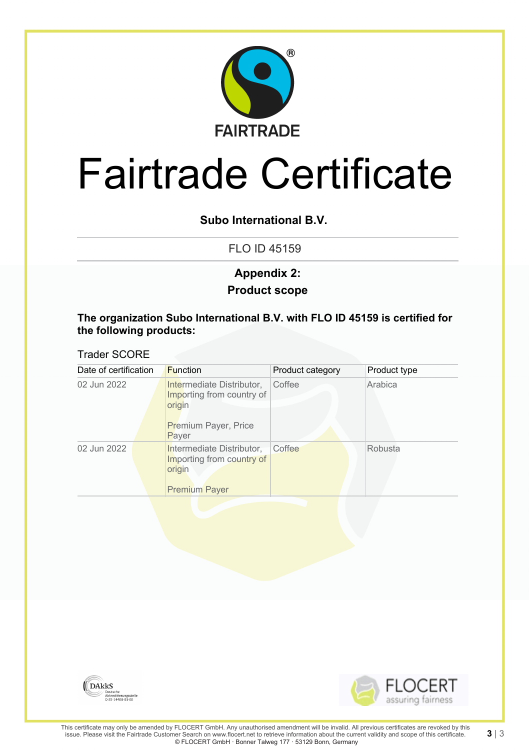FAIRTRADE

# Fairtrade Certificate

**Subo International B.V.**

FLO ID 45159

**Appendix 2:**
**Product scope**

**The organization Subo International B.V. with FLO ID 45159 is certified for the following products:**

Trader SCORE

| Date of certification | Function | Product category | Product type |
|---|---|---|---|
| 02 Jun 2022 | Intermediate Distributor, Importing from country of origin<br><br>Premium Payer, Price Payer | Coffee | Arabica |
| 02 Jun 2022 | Intermediate Distributor, Importing from country of origin<br><br>Premium Payer | Coffee | Robusta |

DAkkS Deutsche Akkreditierungsstelle D-ZE-14408-01-00

FLOCERT assuring fairness

This certificate may only be amended by FLOCERT GmbH. Any unauthorised amendment will be invalid. All previous certificates are revoked by this issue. Please visit the Fairtrade Customer Search on www.flocert.net to retrieve information about the current validity and scope of this certificate.
© FLOCERT GmbH · Bonner Talweg 177 · 53129 Bonn, Germany